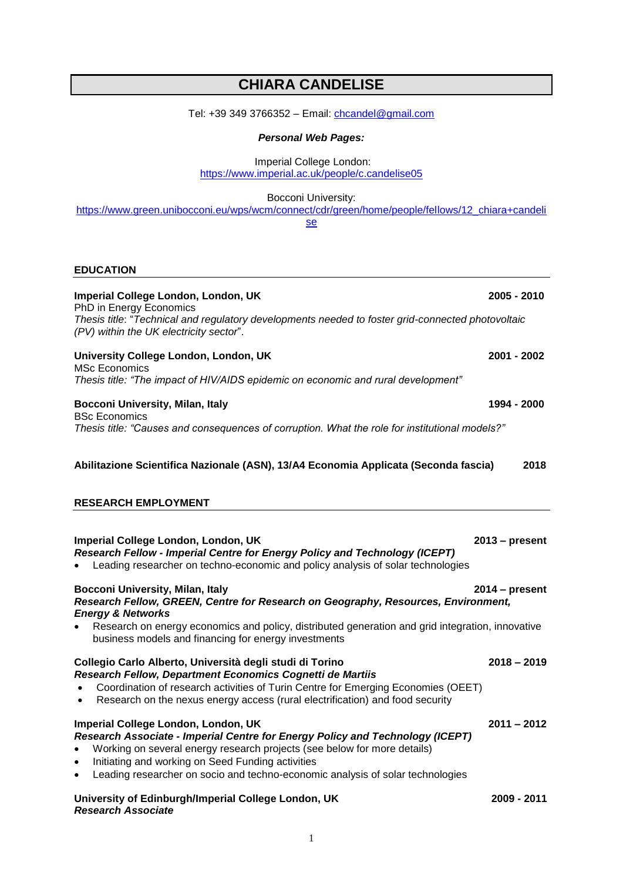# CHIARA CANDELISE

Tel: +39 349 3766352 – Email: [chcandel@gmail.com](mailto:chcandel@gmail.com)

***Personal Web Pages:***

Imperial College London:
[https://www.imperial.ac.uk/people/c.candelise05](https://www.imperial.ac.uk/people/c.candelise05)

Bocconi University:
[https://www.green.unibocconi.eu/wps/wcm/connect/cdr/green/home/people/fellows/12_chiara+candelise](https://www.green.unibocconi.eu/wps/wcm/connect/cdr/green/home/people/fellows/12_chiara+candelise)

## EDUCATION

**Imperial College London, London, UK** **2005 - 2010**
PhD in Energy Economics
*Thesis title*: "*Technical and regulatory developments needed to foster grid-connected photovoltaic (PV) within the UK electricity sector*".

**University College London, London, UK** **2001 - 2002**
MSc Economics
*Thesis title: "The impact of HIV/AIDS epidemic on economic and rural development"*

**Bocconi University, Milan, Italy** **1994 - 2000**
BSc Economics
*Thesis title: "Causes and consequences of corruption. What the role for institutional models?"*

**Abilitazione Scientifica Nazionale (ASN), 13/A4 Economia Applicata (Seconda fascia)** **2018**

## RESEARCH EMPLOYMENT

**Imperial College London, London, UK** **2013 – present**
***Research Fellow - Imperial Centre for Energy Policy and Technology (ICEPT)***

- Leading researcher on techno-economic and policy analysis of solar technologies

**Bocconi University, Milan, Italy** **2014 – present**
***Research Fellow, GREEN, Centre for Research on Geography, Resources, Environment, Energy & Networks***

- Research on energy economics and policy, distributed generation and grid integration, innovative business models and financing for energy investments

**Collegio Carlo Alberto, Università degli studi di Torino** **2018 – 2019**
***Research Fellow, Department Economics Cognetti de Martiis***

- Coordination of research activities of Turin Centre for Emerging Economies (OEET)
- Research on the nexus energy access (rural electrification) and food security

**Imperial College London, London, UK** **2011 – 2012**
***Research Associate - Imperial Centre for Energy Policy and Technology (ICEPT)***

- Working on several energy research projects (see below for more details)
- Initiating and working on Seed Funding activities
- Leading researcher on socio and techno-economic analysis of solar technologies

**University of Edinburgh/Imperial College London, UK** **2009 - 2011**
***Research Associate***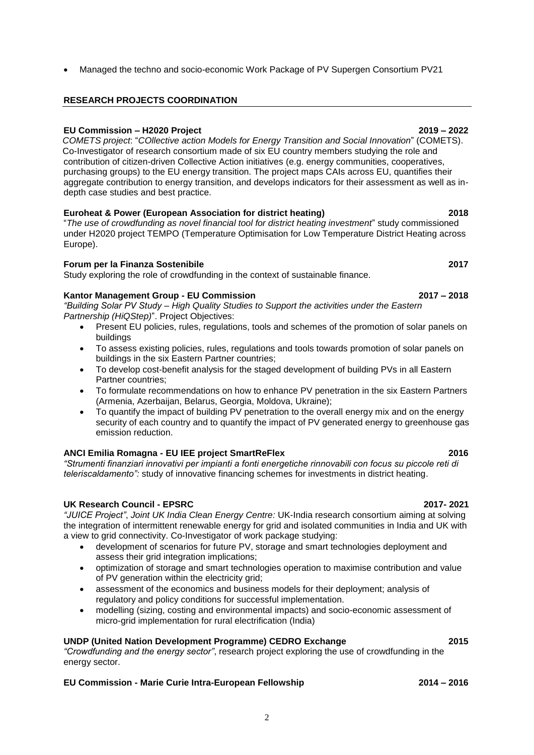- Managed the techno and socio-economic Work Package of PV Supergen Consortium PV21

## RESEARCH PROJECTS COORDINATION

**EU Commission – H2020 Project** **2019 – 2022**
*COMETS project*: "*COllective action Models for Energy Transition and Social Innovation*" (COMETS). Co-Investigator of research consortium made of six EU country members studying the role and contribution of citizen-driven Collective Action initiatives (e.g. energy communities, cooperatives, purchasing groups) to the EU energy transition. The project maps CAIs across EU, quantifies their aggregate contribution to energy transition, and develops indicators for their assessment as well as in-depth case studies and best practice.

**Euroheat & Power (European Association for district heating)** **2018**
"*The use of crowdfunding as novel financial tool for district heating investment*" study commissioned under H2020 project TEMPO (Temperature Optimisation for Low Temperature District Heating across Europe).

**Forum per la Finanza Sostenibile** **2017**
Study exploring the role of crowdfunding in the context of sustainable finance.

**Kantor Management Group - EU Commission** **2017 – 2018**
*"Building Solar PV Study – High Quality Studies to Support the activities under the Eastern Partnership (HiQStep)*". Project Objectives:

- Present EU policies, rules, regulations, tools and schemes of the promotion of solar panels on buildings
- To assess existing policies, rules, regulations and tools towards promotion of solar panels on buildings in the six Eastern Partner countries;
- To develop cost-benefit analysis for the staged development of building PVs in all Eastern Partner countries;
- To formulate recommendations on how to enhance PV penetration in the six Eastern Partners (Armenia, Azerbaijan, Belarus, Georgia, Moldova, Ukraine);
- To quantify the impact of building PV penetration to the overall energy mix and on the energy security of each country and to quantify the impact of PV generated energy to greenhouse gas emission reduction.

**ANCI Emilia Romagna - EU IEE project SmartReFlex** **2016**
*"Strumenti finanziari innovativi per impianti a fonti energetiche rinnovabili con focus su piccole reti di teleriscaldamento":* study of innovative financing schemes for investments in district heating.

**UK Research Council - EPSRC** **2017- 2021**
*"JUICE Project"*, *Joint UK India Clean Energy Centre:* UK-India research consortium aiming at solving the integration of intermittent renewable energy for grid and isolated communities in India and UK with a view to grid connectivity. Co-Investigator of work package studying:

- development of scenarios for future PV, storage and smart technologies deployment and assess their grid integration implications;
- optimization of storage and smart technologies operation to maximise contribution and value of PV generation within the electricity grid;
- assessment of the economics and business models for their deployment; analysis of regulatory and policy conditions for successful implementation.
- modelling (sizing, costing and environmental impacts) and socio-economic assessment of micro-grid implementation for rural electrification (India)

**UNDP (United Nation Development Programme) CEDRO Exchange** **2015**
*"Crowdfunding and the energy sector"*, research project exploring the use of crowdfunding in the energy sector.

**EU Commission - Marie Curie Intra-European Fellowship** **2014 – 2016**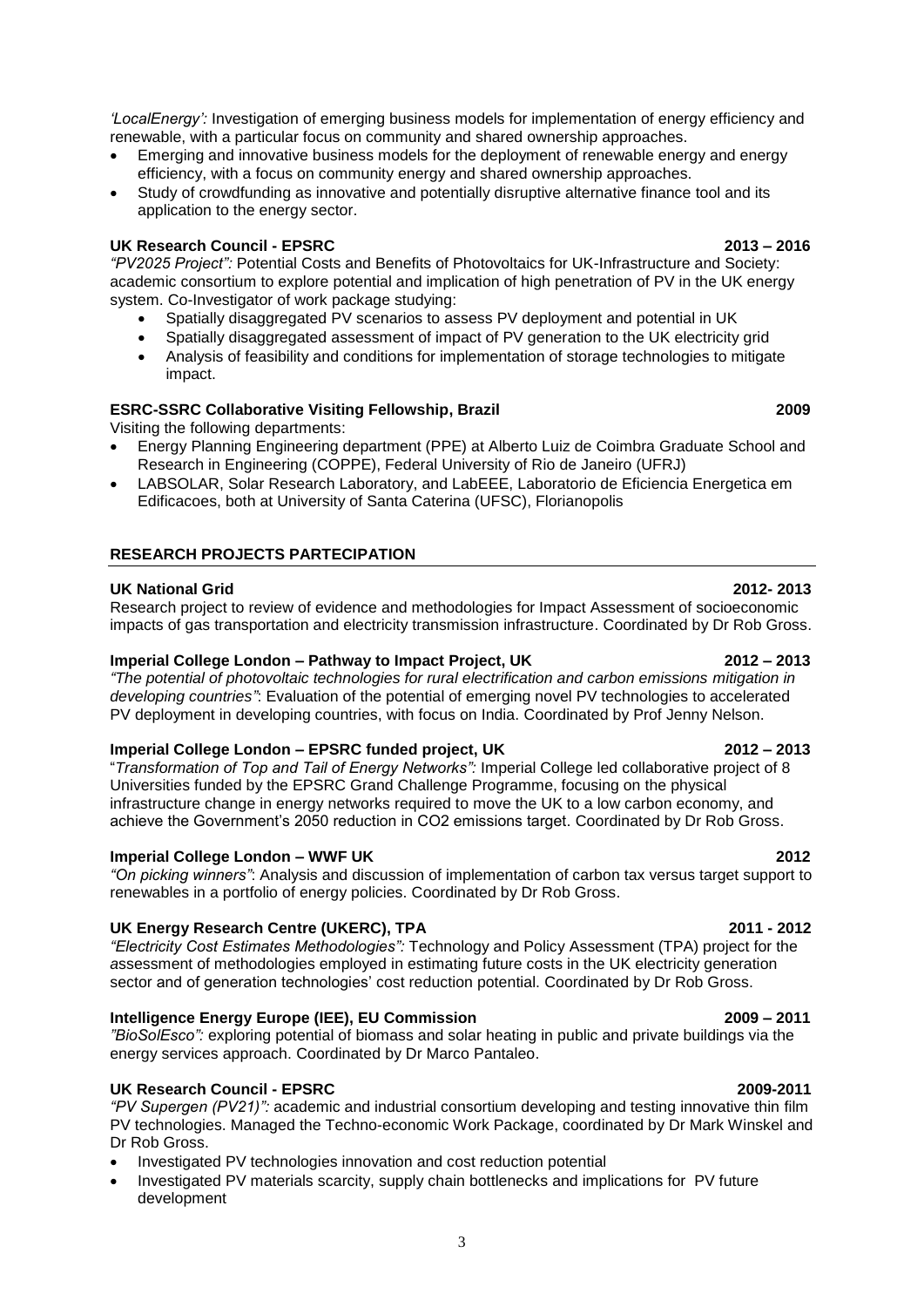*'LocalEnergy':* Investigation of emerging business models for implementation of energy efficiency and renewable, with a particular focus on community and shared ownership approaches.

- Emerging and innovative business models for the deployment of renewable energy and energy efficiency, with a focus on community energy and shared ownership approaches.
- Study of crowdfunding as innovative and potentially disruptive alternative finance tool and its application to the energy sector.

**UK Research Council - EPSRC** **2013 – 2016**

*"PV2025 Project":* Potential Costs and Benefits of Photovoltaics for UK-Infrastructure and Society: academic consortium to explore potential and implication of high penetration of PV in the UK energy system. Co-Investigator of work package studying:

- Spatially disaggregated PV scenarios to assess PV deployment and potential in UK
- Spatially disaggregated assessment of impact of PV generation to the UK electricity grid
- Analysis of feasibility and conditions for implementation of storage technologies to mitigate impact.

**ESRC-SSRC Collaborative Visiting Fellowship, Brazil** **2009**

Visiting the following departments:

- Energy Planning Engineering department (PPE) at Alberto Luiz de Coimbra Graduate School and Research in Engineering (COPPE), Federal University of Rio de Janeiro (UFRJ)
- LABSOLAR, Solar Research Laboratory, and LabEEE, Laboratorio de Eficiencia Energetica em Edificacoes, both at University of Santa Caterina (UFSC), Florianopolis

## RESEARCH PROJECTS PARTECIPATION

**UK National Grid** **2012- 2013**

Research project to review of evidence and methodologies for Impact Assessment of socioeconomic impacts of gas transportation and electricity transmission infrastructure. Coordinated by Dr Rob Gross.

**Imperial College London – Pathway to Impact Project, UK** **2012 – 2013**

*"The potential of photovoltaic technologies for rural electrification and carbon emissions mitigation in developing countries"*: Evaluation of the potential of emerging novel PV technologies to accelerated PV deployment in developing countries, with focus on India. Coordinated by Prof Jenny Nelson.

**Imperial College London – EPSRC funded project, UK** **2012 – 2013**

"*Transformation of Top and Tail of Energy Networks":* Imperial College led collaborative project of 8 Universities funded by the EPSRC Grand Challenge Programme, focusing on the physical infrastructure change in energy networks required to move the UK to a low carbon economy, and achieve the Government's 2050 reduction in CO2 emissions target. Coordinated by Dr Rob Gross.

**Imperial College London – WWF UK** **2012**

*"On picking winners"*: Analysis and discussion of implementation of carbon tax versus target support to renewables in a portfolio of energy policies. Coordinated by Dr Rob Gross.

**UK Energy Research Centre (UKERC), TPA** **2011 - 2012**

*"Electricity Cost Estimates Methodologies":* Technology and Policy Assessment (TPA) project for the assessment of methodologies employed in estimating future costs in the UK electricity generation sector and of generation technologies' cost reduction potential. Coordinated by Dr Rob Gross.

**Intelligence Energy Europe (IEE), EU Commission** **2009 – 2011**

*"BioSolEsco":* exploring potential of biomass and solar heating in public and private buildings via the energy services approach. Coordinated by Dr Marco Pantaleo.

**UK Research Council - EPSRC** **2009-2011**

*"PV Supergen (PV21)":* academic and industrial consortium developing and testing innovative thin film PV technologies. Managed the Techno-economic Work Package, coordinated by Dr Mark Winskel and Dr Rob Gross.

- Investigated PV technologies innovation and cost reduction potential
- Investigated PV materials scarcity, supply chain bottlenecks and implications for PV future development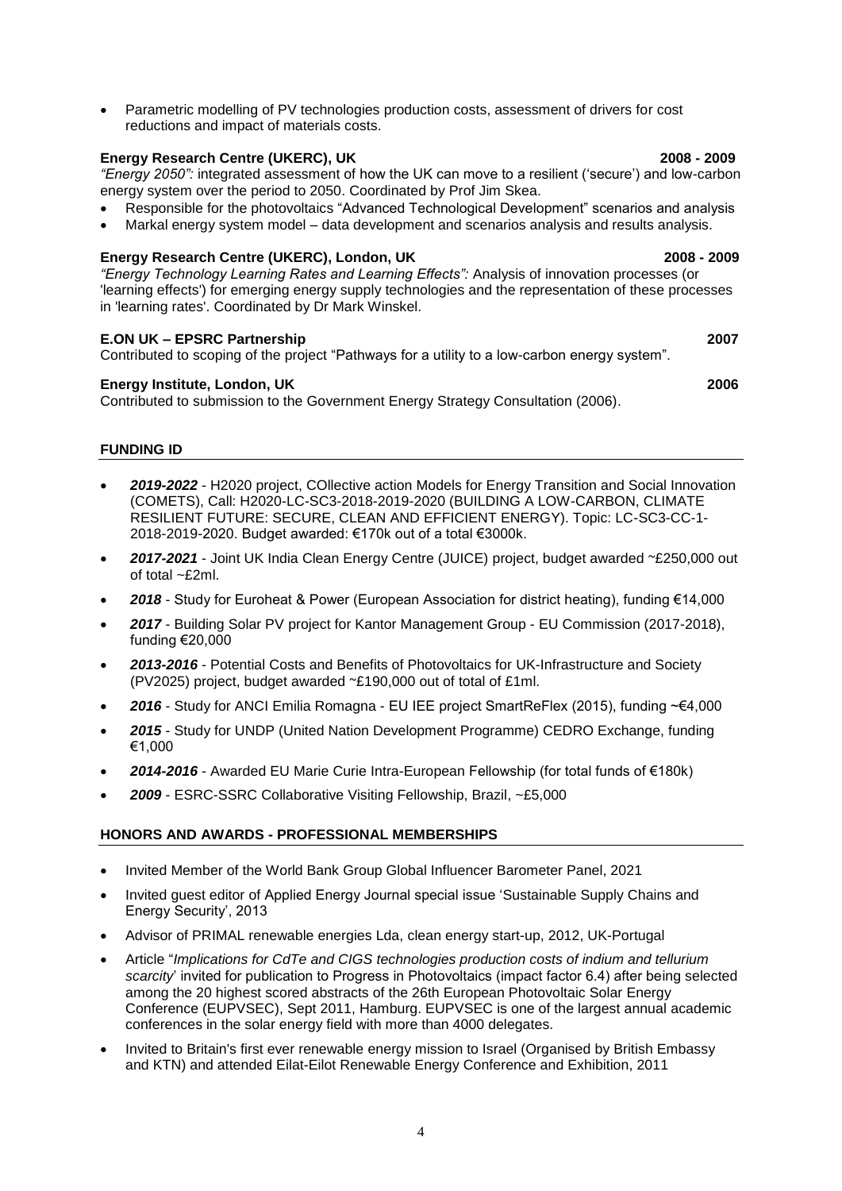- Parametric modelling of PV technologies production costs, assessment of drivers for cost reductions and impact of materials costs.

**Energy Research Centre (UKERC), UK** **2008 - 2009**
*"Energy 2050":* integrated assessment of how the UK can move to a resilient ('secure') and low-carbon energy system over the period to 2050. Coordinated by Prof Jim Skea.

- Responsible for the photovoltaics "Advanced Technological Development" scenarios and analysis
- Markal energy system model – data development and scenarios analysis and results analysis.

**Energy Research Centre (UKERC), London, UK** **2008 - 2009**
*"Energy Technology Learning Rates and Learning Effects":* Analysis of innovation processes (or 'learning effects') for emerging energy supply technologies and the representation of these processes in 'learning rates'. Coordinated by Dr Mark Winskel.

**E.ON UK – EPSRC Partnership** **2007**
Contributed to scoping of the project "Pathways for a utility to a low-carbon energy system".

**Energy Institute, London, UK** **2006**
Contributed to submission to the Government Energy Strategy Consultation (2006).

## FUNDING ID

- ***2019-2022*** - H2020 project, COllective action Models for Energy Transition and Social Innovation (COMETS), Call: H2020-LC-SC3-2018-2019-2020 (BUILDING A LOW-CARBON, CLIMATE RESILIENT FUTURE: SECURE, CLEAN AND EFFICIENT ENERGY). Topic: LC-SC3-CC-1-2018-2019-2020. Budget awarded: €170k out of a total €3000k.
- ***2017-2021*** - Joint UK India Clean Energy Centre (JUICE) project, budget awarded ~£250,000 out of total ~£2ml.
- ***2018*** - Study for Euroheat & Power (European Association for district heating), funding €14,000
- ***2017*** - Building Solar PV project for Kantor Management Group - EU Commission (2017-2018), funding €20,000
- ***2013-2016*** - Potential Costs and Benefits of Photovoltaics for UK-Infrastructure and Society (PV2025) project, budget awarded ~£190,000 out of total of £1ml.
- ***2016*** - Study for ANCI Emilia Romagna - EU IEE project SmartReFlex (2015), funding ~€4,000
- ***2015*** - Study for UNDP (United Nation Development Programme) CEDRO Exchange, funding €1,000
- ***2014-2016*** - Awarded EU Marie Curie Intra-European Fellowship (for total funds of €180k)
- ***2009*** - ESRC-SSRC Collaborative Visiting Fellowship, Brazil, ~£5,000

## HONORS AND AWARDS - PROFESSIONAL MEMBERSHIPS

- Invited Member of the World Bank Group Global Influencer Barometer Panel, 2021
- Invited guest editor of Applied Energy Journal special issue 'Sustainable Supply Chains and Energy Security', 2013
- Advisor of PRIMAL renewable energies Lda, clean energy start-up, 2012, UK-Portugal
- Article "*Implications for CdTe and CIGS technologies production costs of indium and tellurium scarcity*' invited for publication to Progress in Photovoltaics (impact factor 6.4) after being selected among the 20 highest scored abstracts of the 26th European Photovoltaic Solar Energy Conference (EUPVSEC), Sept 2011, Hamburg. EUPVSEC is one of the largest annual academic conferences in the solar energy field with more than 4000 delegates.
- Invited to Britain's first ever renewable energy mission to Israel (Organised by British Embassy and KTN) and attended Eilat-Eilot Renewable Energy Conference and Exhibition, 2011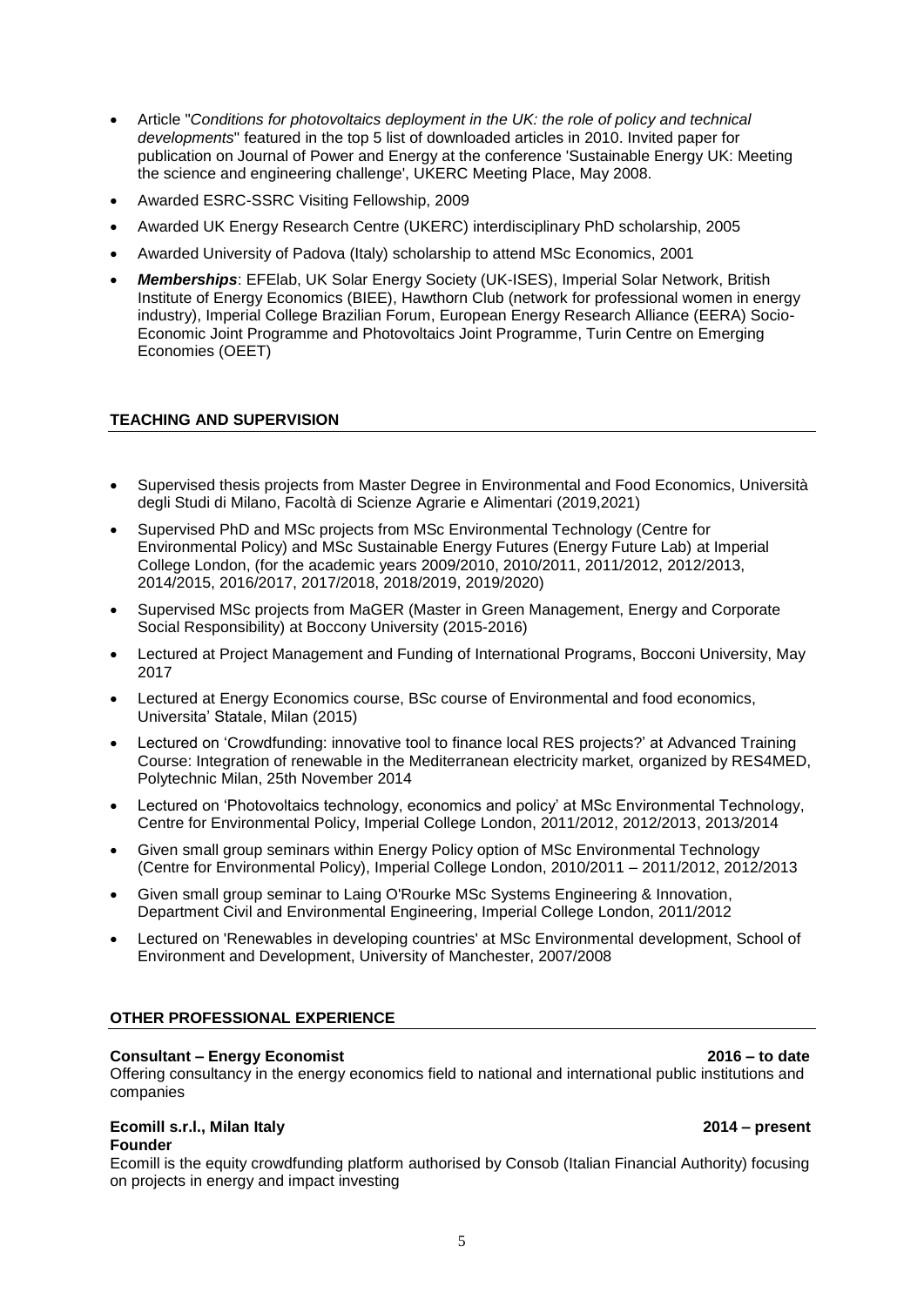- Article "*Conditions for photovoltaics deployment in the UK: the role of policy and technical developments*" featured in the top 5 list of downloaded articles in 2010. Invited paper for publication on Journal of Power and Energy at the conference 'Sustainable Energy UK: Meeting the science and engineering challenge', UKERC Meeting Place, May 2008.
- Awarded ESRC-SSRC Visiting Fellowship, 2009
- Awarded UK Energy Research Centre (UKERC) interdisciplinary PhD scholarship, 2005
- Awarded University of Padova (Italy) scholarship to attend MSc Economics, 2001
- ***Memberships***: EFElab, UK Solar Energy Society (UK-ISES), Imperial Solar Network, British Institute of Energy Economics (BIEE), Hawthorn Club (network for professional women in energy industry), Imperial College Brazilian Forum, European Energy Research Alliance (EERA) Socio-Economic Joint Programme and Photovoltaics Joint Programme, Turin Centre on Emerging Economies (OEET)

## TEACHING AND SUPERVISION

- Supervised thesis projects from Master Degree in Environmental and Food Economics, Università degli Studi di Milano, Facoltà di Scienze Agrarie e Alimentari (2019,2021)
- Supervised PhD and MSc projects from MSc Environmental Technology (Centre for Environmental Policy) and MSc Sustainable Energy Futures (Energy Future Lab) at Imperial College London, (for the academic years 2009/2010, 2010/2011, 2011/2012, 2012/2013, 2014/2015, 2016/2017, 2017/2018, 2018/2019, 2019/2020)
- Supervised MSc projects from MaGER (Master in Green Management, Energy and Corporate Social Responsibility) at Boccony University (2015-2016)
- Lectured at Project Management and Funding of International Programs, Bocconi University, May 2017
- Lectured at Energy Economics course, BSc course of Environmental and food economics, Universita' Statale, Milan (2015)
- Lectured on 'Crowdfunding: innovative tool to finance local RES projects?' at Advanced Training Course: Integration of renewable in the Mediterranean electricity market, organized by RES4MED, Polytechnic Milan, 25th November 2014
- Lectured on 'Photovoltaics technology, economics and policy' at MSc Environmental Technology, Centre for Environmental Policy, Imperial College London, 2011/2012, 2012/2013, 2013/2014
- Given small group seminars within Energy Policy option of MSc Environmental Technology (Centre for Environmental Policy), Imperial College London, 2010/2011 – 2011/2012, 2012/2013
- Given small group seminar to Laing O'Rourke MSc Systems Engineering & Innovation, Department Civil and Environmental Engineering, Imperial College London, 2011/2012
- Lectured on 'Renewables in developing countries' at MSc Environmental development, School of Environment and Development, University of Manchester, 2007/2008

## OTHER PROFESSIONAL EXPERIENCE

**Consultant – Energy Economist** **2016 – to date**
Offering consultancy in the energy economics field to national and international public institutions and companies

**Ecomill s.r.l., Milan Italy** **2014 – present**
**Founder**
Ecomill is the equity crowdfunding platform authorised by Consob (Italian Financial Authority) focusing on projects in energy and impact investing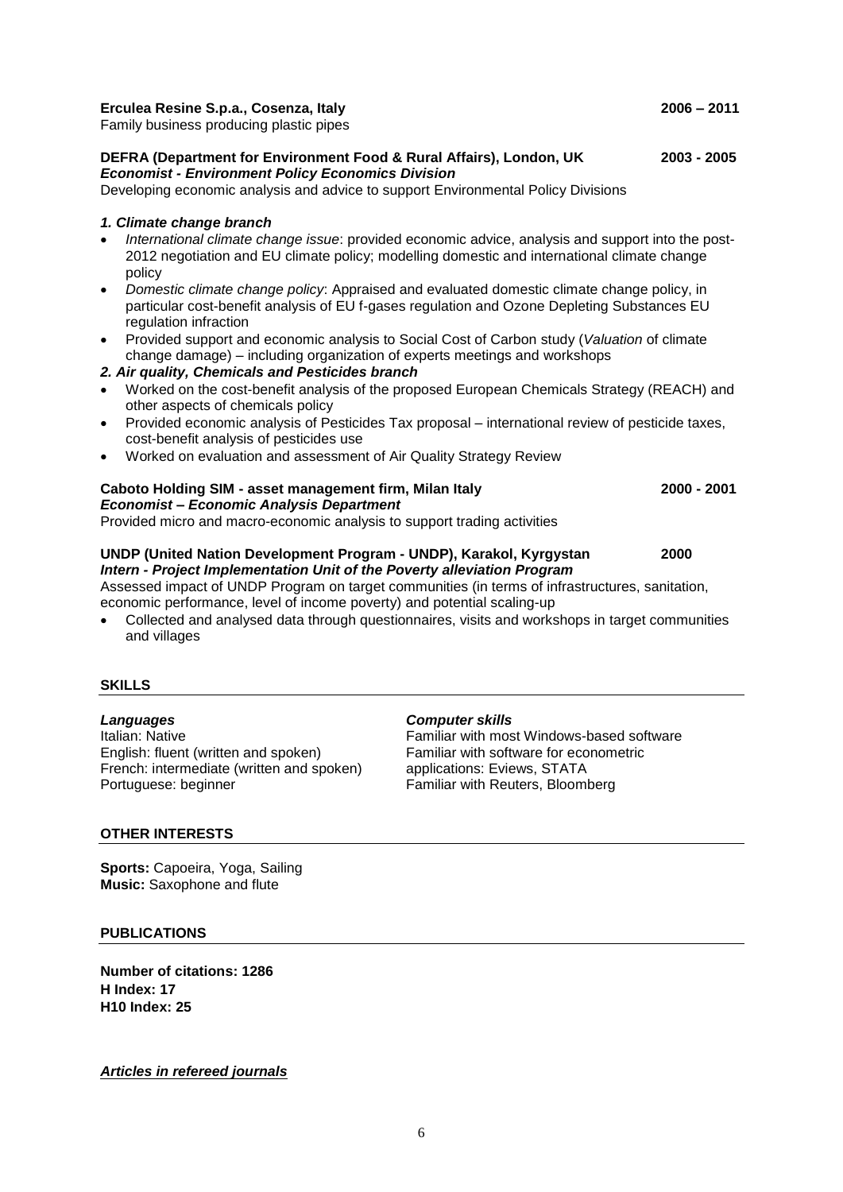**Erculea Resine S.p.a., Cosenza, Italy** **2006 – 2011**
Family business producing plastic pipes

**DEFRA (Department for Environment Food & Rural Affairs), London, UK** **2003 - 2005**
***Economist - Environment Policy Economics Division***
Developing economic analysis and advice to support Environmental Policy Divisions

***1. Climate change branch***

- *International climate change issue*: provided economic advice, analysis and support into the post-2012 negotiation and EU climate policy; modelling domestic and international climate change policy
- *Domestic climate change policy*: Appraised and evaluated domestic climate change policy, in particular cost-benefit analysis of EU f-gases regulation and Ozone Depleting Substances EU regulation infraction
- Provided support and economic analysis to Social Cost of Carbon study (*Valuation* of climate change damage) – including organization of experts meetings and workshops

***2. Air quality, Chemicals and Pesticides branch***

- Worked on the cost-benefit analysis of the proposed European Chemicals Strategy (REACH) and other aspects of chemicals policy
- Provided economic analysis of Pesticides Tax proposal – international review of pesticide taxes, cost-benefit analysis of pesticides use
- Worked on evaluation and assessment of Air Quality Strategy Review

**Caboto Holding SIM - asset management firm, Milan Italy** **2000 - 2001**
***Economist – Economic Analysis Department***
Provided micro and macro-economic analysis to support trading activities

**UNDP (United Nation Development Program - UNDP), Karakol, Kyrgystan** **2000**
***Intern - Project Implementation Unit of the Poverty alleviation Program***
Assessed impact of UNDP Program on target communities (in terms of infrastructures, sanitation, economic performance, level of income poverty) and potential scaling-up

- Collected and analysed data through questionnaires, visits and workshops in target communities and villages

## SKILLS

***Languages***
Italian: Native
English: fluent (written and spoken)
French: intermediate (written and spoken)
Portuguese: beginner

***Computer skills***
Familiar with most Windows-based software
Familiar with software for econometric applications: Eviews, STATA
Familiar with Reuters, Bloomberg

## OTHER INTERESTS

**Sports:** Capoeira, Yoga, Sailing
**Music:** Saxophone and flute

## PUBLICATIONS

**Number of citations: 1286**
**H Index: 17**
**H10 Index: 25**

***Articles in refereed journals***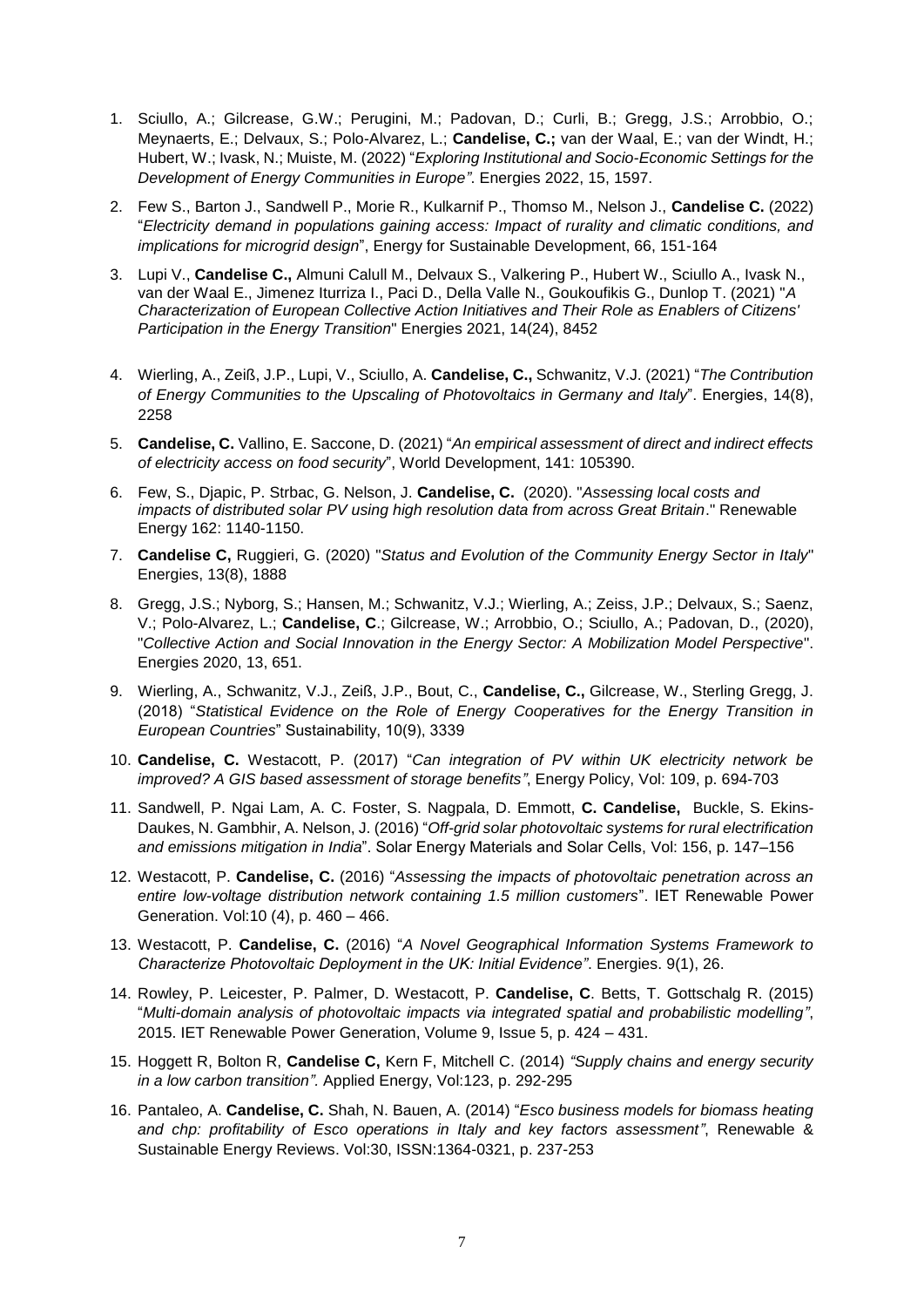1. Sciullo, A.; Gilcrease, G.W.; Perugini, M.; Padovan, D.; Curli, B.; Gregg, J.S.; Arrobbio, O.; Meynaerts, E.; Delvaux, S.; Polo-Alvarez, L.; **Candelise, C.;** van der Waal, E.; van der Windt, H.; Hubert, W.; Ivask, N.; Muiste, M. (2022) "*Exploring Institutional and Socio-Economic Settings for the Development of Energy Communities in Europe"*. Energies 2022, 15, 1597.

2. Few S., Barton J., Sandwell P., Morie R., Kulkarnif P., Thomso M., Nelson J., **Candelise C.** (2022) "*Electricity demand in populations gaining access: Impact of rurality and climatic conditions, and implications for microgrid design*", Energy for Sustainable Development, 66, 151-164

3. Lupi V., **Candelise C.,** Almuni Calull M., Delvaux S., Valkering P., Hubert W., Sciullo A., Ivask N., van der Waal E., Jimenez Iturriza I., Paci D., Della Valle N., Goukoufikis G., Dunlop T. (2021) "*A Characterization of European Collective Action Initiatives and Their Role as Enablers of Citizens' Participation in the Energy Transition*" Energies 2021, 14(24), 8452

4. Wierling, A., Zeiß, J.P., Lupi, V., Sciullo, A. **Candelise, C.,** Schwanitz, V.J. (2021) "*The Contribution of Energy Communities to the Upscaling of Photovoltaics in Germany and Italy*". Energies, 14(8), 2258

5. **Candelise, C.** Vallino, E. Saccone, D. (2021) "*An empirical assessment of direct and indirect effects of electricity access on food security*", World Development, 141: 105390.

6. Few, S., Djapic, P. Strbac, G. Nelson, J. **Candelise, C.** (2020). "*Assessing local costs and impacts of distributed solar PV using high resolution data from across Great Britain*." Renewable Energy 162: 1140-1150.

7. **Candelise C,** Ruggieri, G. (2020) "*Status and Evolution of the Community Energy Sector in Italy*" Energies, 13(8), 1888

8. Gregg, J.S.; Nyborg, S.; Hansen, M.; Schwanitz, V.J.; Wierling, A.; Zeiss, J.P.; Delvaux, S.; Saenz, V.; Polo-Alvarez, L.; **Candelise, C**.; Gilcrease, W.; Arrobbio, O.; Sciullo, A.; Padovan, D., (2020), "*Collective Action and Social Innovation in the Energy Sector: A Mobilization Model Perspective*". Energies 2020, 13, 651.

9. Wierling, A., Schwanitz, V.J., Zeiß, J.P., Bout, C., **Candelise, C.,** Gilcrease, W., Sterling Gregg, J. (2018) "*Statistical Evidence on the Role of Energy Cooperatives for the Energy Transition in European Countries*" Sustainability, 10(9), 3339

10. **Candelise, C.** Westacott, P. (2017) "*Can integration of PV within UK electricity network be improved? A GIS based assessment of storage benefits"*, Energy Policy, Vol: 109, p. 694-703

11. Sandwell, P. Ngai Lam, A. C. Foster, S. Nagpala, D. Emmott, **C. Candelise,** Buckle, S. Ekins-Daukes, N. Gambhir, A. Nelson, J. (2016) "*Off-grid solar photovoltaic systems for rural electrification and emissions mitigation in India*". Solar Energy Materials and Solar Cells, Vol: 156, p. 147–156

12. Westacott, P. **Candelise, C.** (2016) "*Assessing the impacts of photovoltaic penetration across an entire low-voltage distribution network containing 1.5 million customers*". IET Renewable Power Generation. Vol:10 (4), p. 460 – 466.

13. Westacott, P. **Candelise, C.** (2016) "*A Novel Geographical Information Systems Framework to Characterize Photovoltaic Deployment in the UK: Initial Evidence"*. Energies. 9(1), 26.

14. Rowley, P. Leicester, P. Palmer, D. Westacott, P. **Candelise, C**. Betts, T. Gottschalg R. (2015) "*Multi-domain analysis of photovoltaic impacts via integrated spatial and probabilistic modelling"*, 2015. IET Renewable Power Generation, Volume 9, Issue 5, p. 424 – 431.

15. Hoggett R, Bolton R, **Candelise C,** Kern F, Mitchell C. (2014) *"Supply chains and energy security in a low carbon transition".* Applied Energy, Vol:123, p. 292-295

16. Pantaleo, A. **Candelise, C.** Shah, N. Bauen, A. (2014) "*Esco business models for biomass heating and chp: profitability of Esco operations in Italy and key factors assessment"*, Renewable & Sustainable Energy Reviews. Vol:30, ISSN:1364-0321, p. 237-253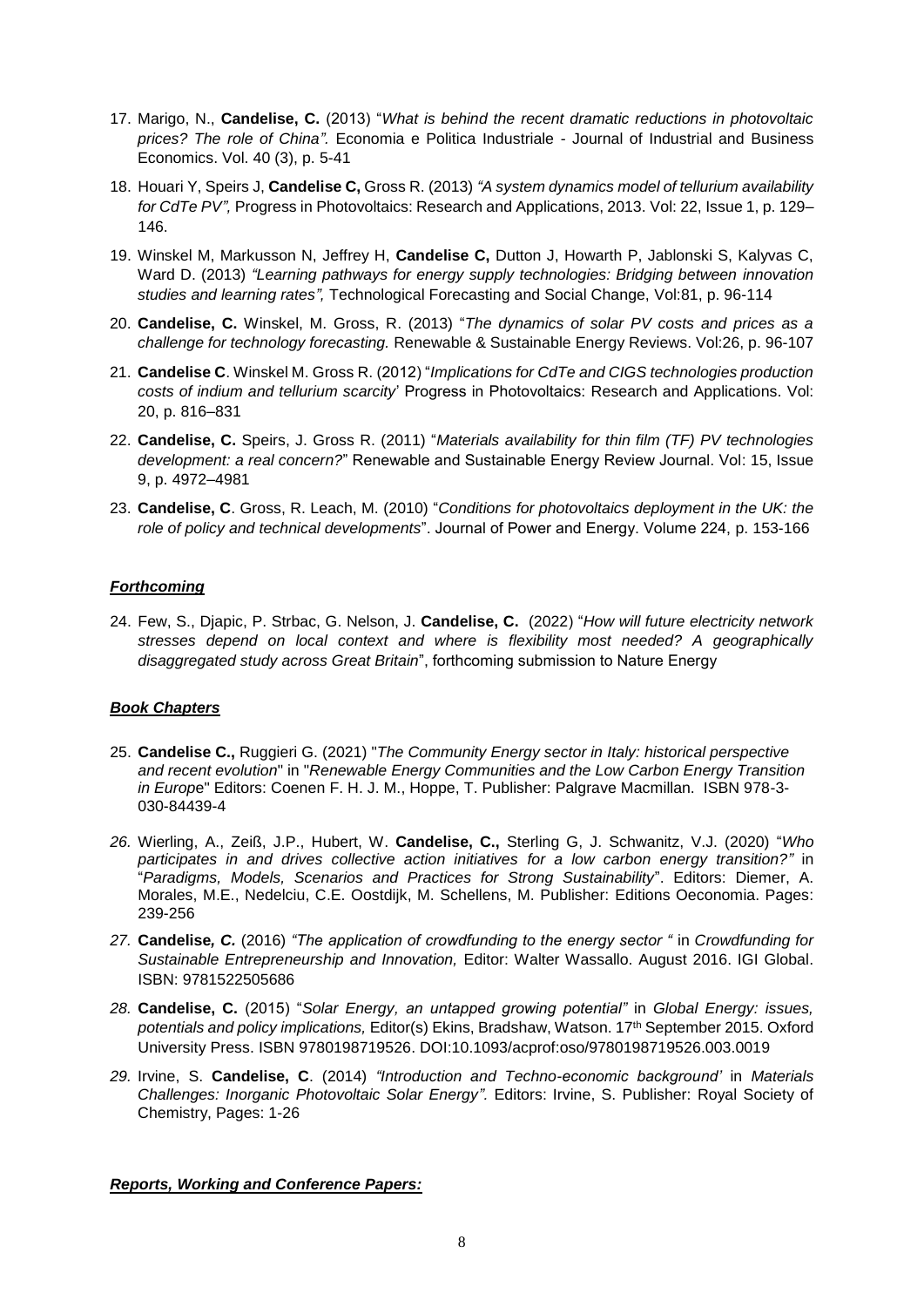17. Marigo, N., **Candelise, C.** (2013) "*What is behind the recent dramatic reductions in photovoltaic prices? The role of China"*. Economia e Politica Industriale - Journal of Industrial and Business Economics. Vol. 40 (3), p. 5-41

18. Houari Y, Speirs J, **Candelise C,** Gross R. (2013) *"A system dynamics model of tellurium availability for CdTe PV",* Progress in Photovoltaics: Research and Applications, 2013. Vol: 22, Issue 1, p. 129–146.

19. Winskel M, Markusson N, Jeffrey H, **Candelise C,** Dutton J, Howarth P, Jablonski S, Kalyvas C, Ward D. (2013) *"Learning pathways for energy supply technologies: Bridging between innovation studies and learning rates",* Technological Forecasting and Social Change, Vol:81, p. 96-114

20. **Candelise, C.** Winskel, M. Gross, R. (2013) "*The dynamics of solar PV costs and prices as a challenge for technology forecasting.* Renewable & Sustainable Energy Reviews. Vol:26, p. 96-107

21. **Candelise C**. Winskel M. Gross R. (2012) "*Implications for CdTe and CIGS technologies production costs of indium and tellurium scarcity*' Progress in Photovoltaics: Research and Applications. Vol: 20, p. 816–831

22. **Candelise, C.** Speirs, J. Gross R. (2011) "*Materials availability for thin film (TF) PV technologies development: a real concern?*" Renewable and Sustainable Energy Review Journal. Vol: 15, Issue 9, p. 4972–4981

23. **Candelise, C**. Gross, R. Leach, M. (2010) "*Conditions for photovoltaics deployment in the UK: the role of policy and technical developments*". Journal of Power and Energy. Volume 224, p. 153-166

## ***Forthcoming***

24. Few, S., Djapic, P. Strbac, G. Nelson, J. **Candelise, C.** (2022) "*How will future electricity network stresses depend on local context and where is flexibility most needed? A geographically disaggregated study across Great Britain*", forthcoming submission to Nature Energy

## ***Book Chapters***

25. **Candelise C.,** Ruggieri G. (2021) "*The Community Energy sector in Italy: historical perspective and recent evolution*" in "*Renewable Energy Communities and the Low Carbon Energy Transition in Europe*" Editors: Coenen F. H. J. M., Hoppe, T. Publisher: Palgrave Macmillan. ISBN 978-3-030-84439-4

26. Wierling, A., Zeiß, J.P., Hubert, W. **Candelise, C.,** Sterling G, J. Schwanitz, V.J. (2020) "*Who participates in and drives collective action initiatives for a low carbon energy transition?"* in "*Paradigms, Models, Scenarios and Practices for Strong Sustainability*". Editors: Diemer, A. Morales, M.E., Nedelciu, C.E. Oostdijk, M. Schellens, M. Publisher: Editions Oeconomia. Pages: 239-256

27. **Candelise*, C.*** (2016) *"The application of crowdfunding to the energy sector "* in *Crowdfunding for Sustainable Entrepreneurship and Innovation,* Editor: Walter Wassallo. August 2016. IGI Global. ISBN: 9781522505686

28. **Candelise, C.** (2015) "*Solar Energy, an untapped growing potential"* in *Global Energy: issues, potentials and policy implications,* Editor(s) Ekins, Bradshaw, Watson. 17th September 2015. Oxford University Press. ISBN 9780198719526. DOI:10.1093/acprof:oso/9780198719526.003.0019

29. Irvine, S. **Candelise, C**. (2014) *"Introduction and Techno-economic background'* in *Materials Challenges: Inorganic Photovoltaic Solar Energy".* Editors: Irvine, S. Publisher: Royal Society of Chemistry, Pages: 1-26

## ***Reports, Working and Conference Papers:***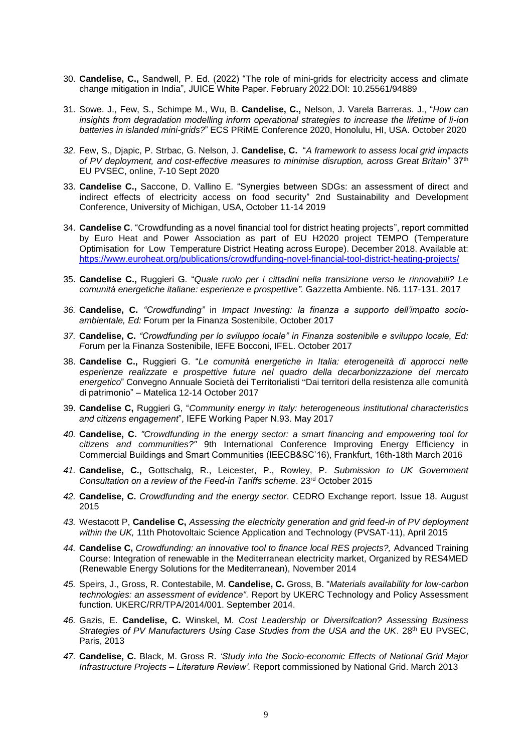30. **Candelise, C.,** Sandwell, P. Ed. (2022) "The role of mini-grids for electricity access and climate change mitigation in India", JUICE White Paper. February 2022.DOI: 10.25561/94889

31. Sowe. J., Few, S., Schimpe M., Wu, B. **Candelise, C.,** Nelson, J. Varela Barreras. J., "*How can insights from degradation modelling inform operational strategies to increase the lifetime of li-ion batteries in islanded mini-grids?*" ECS PRiME Conference 2020, Honolulu, HI, USA. October 2020

32. Few, S., Djapic, P. Strbac, G. Nelson, J. **Candelise, C.** "*A framework to assess local grid impacts of PV deployment, and cost-effective measures to minimise disruption, across Great Britain*" 37th EU PVSEC, online, 7-10 Sept 2020

33. **Candelise C.,** Saccone, D. Vallino E. "Synergies between SDGs: an assessment of direct and indirect effects of electricity access on food security" 2nd Sustainability and Development Conference, University of Michigan, USA, October 11-14 2019

34. **Candelise C**. "Crowdfunding as a novel financial tool for district heating projects", report committed by Euro Heat and Power Association as part of EU H2020 project TEMPO (Temperature Optimisation for Low Temperature District Heating across Europe). December 2018. Available at: https://www.euroheat.org/publications/crowdfunding-novel-financial-tool-district-heating-projects/

35. **Candelise C.,** Ruggieri G. "*Quale ruolo per i cittadini nella transizione verso le rinnovabili? Le comunità energetiche italiane: esperienze e prospettive".* Gazzetta Ambiente. N6. 117-131. 2017

36. **Candelise, C.** *"Crowdfunding"* in *Impact Investing: la finanza a supporto dell'impatto socio-ambientale, Ed:* Forum per la Finanza Sostenibile, October 2017

37. **Candelise, C.** *"Crowdfunding per lo sviluppo locale" in Finanza sostenibile e sviluppo locale, Ed: F*orum per la Finanza Sostenibile, IEFE Bocconi, IFEL. October 2017

38. **Candelise C.,** Ruggieri G. "*Le comunità energetiche in Italia: eterogeneità di approcci nelle esperienze realizzate e prospettive future nel quadro della decarbonizzazione del mercato energetico*" Convegno Annuale Società dei Territorialisti "Dai territori della resistenza alle comunità di patrimonio" – Matelica 12-14 October 2017

39. **Candelise C,** Ruggieri G, "*Community energy in Italy: heterogeneous institutional characteristics and citizens engagement*", IEFE Working Paper N.93. May 2017

40. **Candelise, C.** *"Crowdfunding in the energy sector: a smart financing and empowering tool for citizens and communities?"* 9th International Conference Improving Energy Efficiency in Commercial Buildings and Smart Communities (IEECB&SC'16), Frankfurt, 16th-18th March 2016

41. **Candelise, C.,** Gottschalg, R., Leicester, P., Rowley, P. *Submission to UK Government Consultation on a review of the Feed-in Tariffs scheme*. 23rd October 2015

42. **Candelise, C.** *Crowdfunding and the energy sector*. CEDRO Exchange report. Issue 18. August 2015

43. Westacott P, **Candelise C,** *Assessing the electricity generation and grid feed-in of PV deployment within the UK,* 11th Photovoltaic Science Application and Technology (PVSAT-11), April 2015

44. **Candelise C,** *Crowdfunding: an innovative tool to finance local RES projects?,* Advanced Training Course: Integration of renewable in the Mediterranean electricity market, Organized by RES4MED (Renewable Energy Solutions for the Mediterranean), November 2014

45. Speirs, J., Gross, R. Contestabile, M. **Candelise, C.** Gross, B. "*Materials availability for low-carbon technologies: an assessment of evidence".* Report by UKERC Technology and Policy Assessment function. UKERC/RR/TPA/2014/001. September 2014.

46. Gazis, E. **Candelise, C.** Winskel, M. *Cost Leadership or Diversifcation? Assessing Business Strategies of PV Manufacturers Using Case Studies from the USA and the UK*. 28th EU PVSEC, Paris, 2013

47. **Candelise, C.** Black, M. Gross R. *'Study into the Socio-economic Effects of National Grid Major Infrastructure Projects – Literature Review'.* Report commissioned by National Grid. March 2013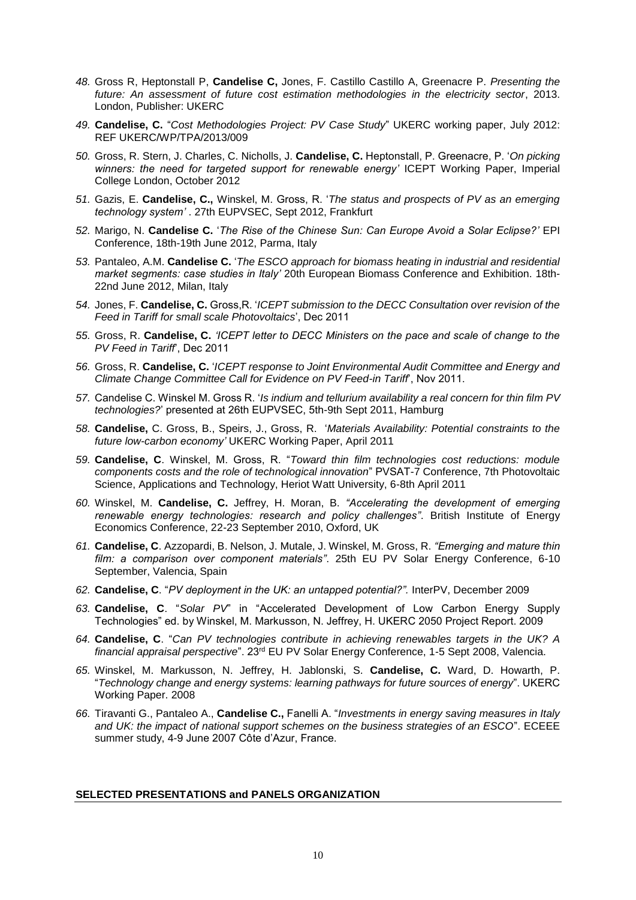48. Gross R, Heptonstall P, **Candelise C,** Jones, F. Castillo Castillo A, Greenacre P. *Presenting the future: An assessment of future cost estimation methodologies in the electricity sector*, 2013. London, Publisher: UKERC

49. **Candelise, C.** "*Cost Methodologies Project: PV Case Study*" UKERC working paper, July 2012: REF UKERC/WP/TPA/2013/009

50. Gross, R. Stern, J. Charles, C. Nicholls, J. **Candelise, C.** Heptonstall, P. Greenacre, P. '*On picking winners: the need for targeted support for renewable energy'* ICEPT Working Paper, Imperial College London, October 2012

51. Gazis, E. **Candelise, C.,** Winskel, M. Gross, R. '*The status and prospects of PV as an emerging technology system'* . 27th EUPVSEC, Sept 2012, Frankfurt

52. Marigo, N. **Candelise C.** '*The Rise of the Chinese Sun: Can Europe Avoid a Solar Eclipse?'* EPI Conference, 18th-19th June 2012, Parma, Italy

53. Pantaleo, A.M. **Candelise C.** '*The ESCO approach for biomass heating in industrial and residential market segments: case studies in Italy'* 20th European Biomass Conference and Exhibition. 18th-22nd June 2012, Milan, Italy

54. Jones, F. **Candelise, C.** Gross,R. '*ICEPT submission to the DECC Consultation over revision of the Feed in Tariff for small scale Photovoltaics*', Dec 2011

55. Gross, R. **Candelise, C.** *'ICEPT letter to DECC Ministers on the pace and scale of change to the PV Feed in Tariff*', Dec 2011

56. Gross, R. **Candelise, C.** '*ICEPT response to Joint Environmental Audit Committee and Energy and Climate Change Committee Call for Evidence on PV Feed-in Tariff*', Nov 2011.

57. Candelise C. Winskel M. Gross R. '*Is indium and tellurium availability a real concern for thin film PV technologies?*' presented at 26th EUPVSEC, 5th-9th Sept 2011, Hamburg

58. **Candelise,** C. Gross, B., Speirs, J., Gross, R. '*Materials Availability: Potential constraints to the future low-carbon economy'* UKERC Working Paper, April 2011

59. **Candelise, C**. Winskel, M. Gross, R. "*Toward thin film technologies cost reductions: module components costs and the role of technological innovation*" PVSAT-7 Conference, 7th Photovoltaic Science, Applications and Technology, Heriot Watt University, 6-8th April 2011

60. Winskel, M. **Candelise, C.** Jeffrey, H. Moran, B. *"Accelerating the development of emerging renewable energy technologies: research and policy challenges"*. British Institute of Energy Economics Conference, 22-23 September 2010, Oxford, UK

61. **Candelise, C**. Azzopardi, B. Nelson, J. Mutale, J. Winskel, M. Gross, R. *"Emerging and mature thin film: a comparison over component materials"*. 25th EU PV Solar Energy Conference, 6-10 September, Valencia, Spain

62. **Candelise, C**. "*PV deployment in the UK: an untapped potential?".* InterPV, December 2009

63. **Candelise, C**. "*Solar PV*" in "Accelerated Development of Low Carbon Energy Supply Technologies" ed. by Winskel, M. Markusson, N. Jeffrey, H. UKERC 2050 Project Report. 2009

64. **Candelise, C**. "*Can PV technologies contribute in achieving renewables targets in the UK? A financial appraisal perspective*". 23rd EU PV Solar Energy Conference, 1-5 Sept 2008, Valencia.

65. Winskel, M. Markusson, N. Jeffrey, H. Jablonski, S. **Candelise, C.** Ward, D. Howarth, P. "*Technology change and energy systems: learning pathways for future sources of energy*". UKERC Working Paper. 2008

66. Tiravanti G., Pantaleo A., **Candelise C.,** Fanelli A. "*Investments in energy saving measures in Italy and UK: the impact of national support schemes on the business strategies of an ESCO*". ECEEE summer study, 4-9 June 2007 Côte d'Azur, France.

**SELECTED PRESENTATIONS and PANELS ORGANIZATION**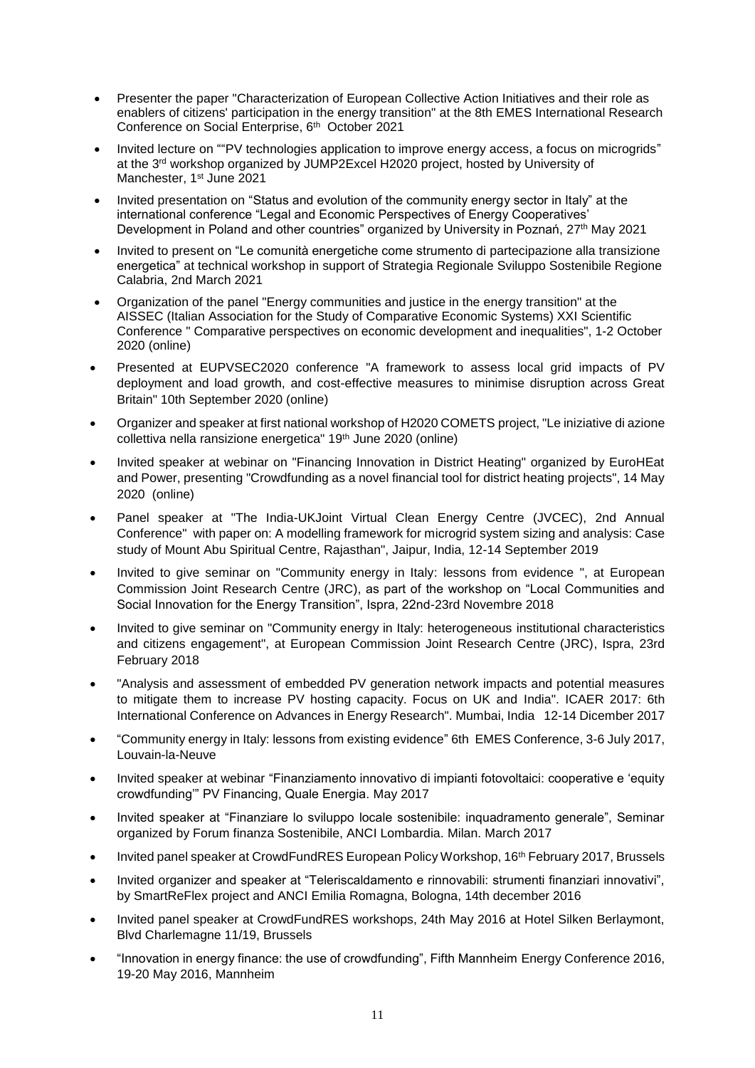- Presenter the paper "Characterization of European Collective Action Initiatives and their role as enablers of citizens' participation in the energy transition" at the 8th EMES International Research Conference on Social Enterprise, 6th October 2021
- Invited lecture on ""PV technologies application to improve energy access, a focus on microgrids" at the 3rd workshop organized by JUMP2Excel H2020 project, hosted by University of Manchester, 1st June 2021
- Invited presentation on "Status and evolution of the community energy sector in Italy" at the international conference "Legal and Economic Perspectives of Energy Cooperatives' Development in Poland and other countries" organized by University in Poznań, 27th May 2021
- Invited to present on "Le comunità energetiche come strumento di partecipazione alla transizione energetica" at technical workshop in support of Strategia Regionale Sviluppo Sostenibile Regione Calabria, 2nd March 2021
- Organization of the panel "Energy communities and justice in the energy transition" at the AISSEC (Italian Association for the Study of Comparative Economic Systems) XXI Scientific Conference " Comparative perspectives on economic development and inequalities", 1-2 October 2020 (online)
- Presented at EUPVSEC2020 conference "A framework to assess local grid impacts of PV deployment and load growth, and cost-effective measures to minimise disruption across Great Britain" 10th September 2020 (online)
- Organizer and speaker at first national workshop of H2020 COMETS project, "Le iniziative di azione collettiva nella ransizione energetica" 19th June 2020 (online)
- Invited speaker at webinar on "Financing Innovation in District Heating" organized by EuroHEat and Power, presenting "Crowdfunding as a novel financial tool for district heating projects", 14 May 2020 (online)
- Panel speaker at "The India-UKJoint Virtual Clean Energy Centre (JVCEC), 2nd Annual Conference" with paper on: A modelling framework for microgrid system sizing and analysis: Case study of Mount Abu Spiritual Centre, Rajasthan", Jaipur, India, 12-14 September 2019
- Invited to give seminar on "Community energy in Italy: lessons from evidence ", at European Commission Joint Research Centre (JRC), as part of the workshop on "Local Communities and Social Innovation for the Energy Transition", Ispra, 22nd-23rd Novembre 2018
- Invited to give seminar on "Community energy in Italy: heterogeneous institutional characteristics and citizens engagement", at European Commission Joint Research Centre (JRC), Ispra, 23rd February 2018
- "Analysis and assessment of embedded PV generation network impacts and potential measures to mitigate them to increase PV hosting capacity. Focus on UK and India". ICAER 2017: 6th International Conference on Advances in Energy Research". Mumbai, India 12-14 Dicember 2017
- "Community energy in Italy: lessons from existing evidence" 6th EMES Conference, 3-6 July 2017, Louvain-la-Neuve
- Invited speaker at webinar "Finanziamento innovativo di impianti fotovoltaici: cooperative e 'equity crowdfunding'" PV Financing, Quale Energia. May 2017
- Invited speaker at "Finanziare lo sviluppo locale sostenibile: inquadramento generale", Seminar organized by Forum finanza Sostenibile, ANCI Lombardia. Milan. March 2017
- Invited panel speaker at CrowdFundRES European Policy Workshop, 16th February 2017, Brussels
- Invited organizer and speaker at "Teleriscaldamento e rinnovabili: strumenti finanziari innovativi", by SmartReFlex project and ANCI Emilia Romagna, Bologna, 14th december 2016
- Invited panel speaker at CrowdFundRES workshops, 24th May 2016 at Hotel Silken Berlaymont, Blvd Charlemagne 11/19, Brussels
- "Innovation in energy finance: the use of crowdfunding", Fifth Mannheim Energy Conference 2016, 19-20 May 2016, Mannheim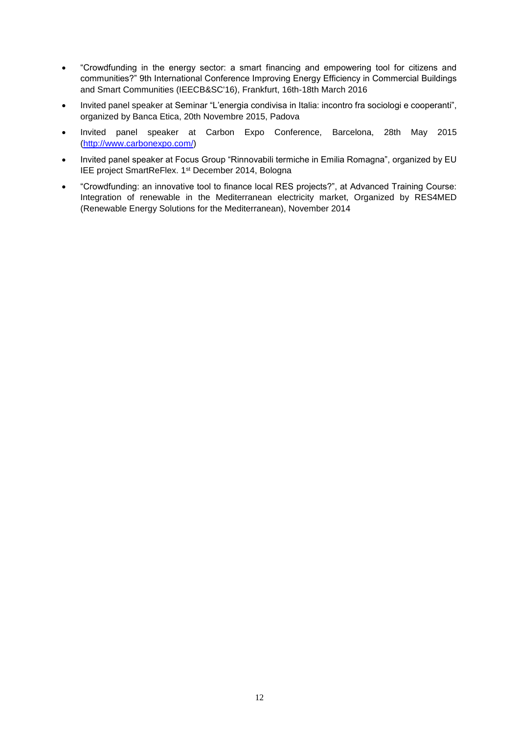- "Crowdfunding in the energy sector: a smart financing and empowering tool for citizens and communities?" 9th International Conference Improving Energy Efficiency in Commercial Buildings and Smart Communities (IEECB&SC'16), Frankfurt, 16th-18th March 2016
- Invited panel speaker at Seminar "L'energia condivisa in Italia: incontro fra sociologi e cooperanti", organized by Banca Etica, 20th Novembre 2015, Padova
- Invited panel speaker at Carbon Expo Conference, Barcelona, 28th May 2015 (http://www.carbonexpo.com/)
- Invited panel speaker at Focus Group "Rinnovabili termiche in Emilia Romagna", organized by EU IEE project SmartReFlex. 1st December 2014, Bologna
- "Crowdfunding: an innovative tool to finance local RES projects?", at Advanced Training Course: Integration of renewable in the Mediterranean electricity market, Organized by RES4MED (Renewable Energy Solutions for the Mediterranean), November 2014